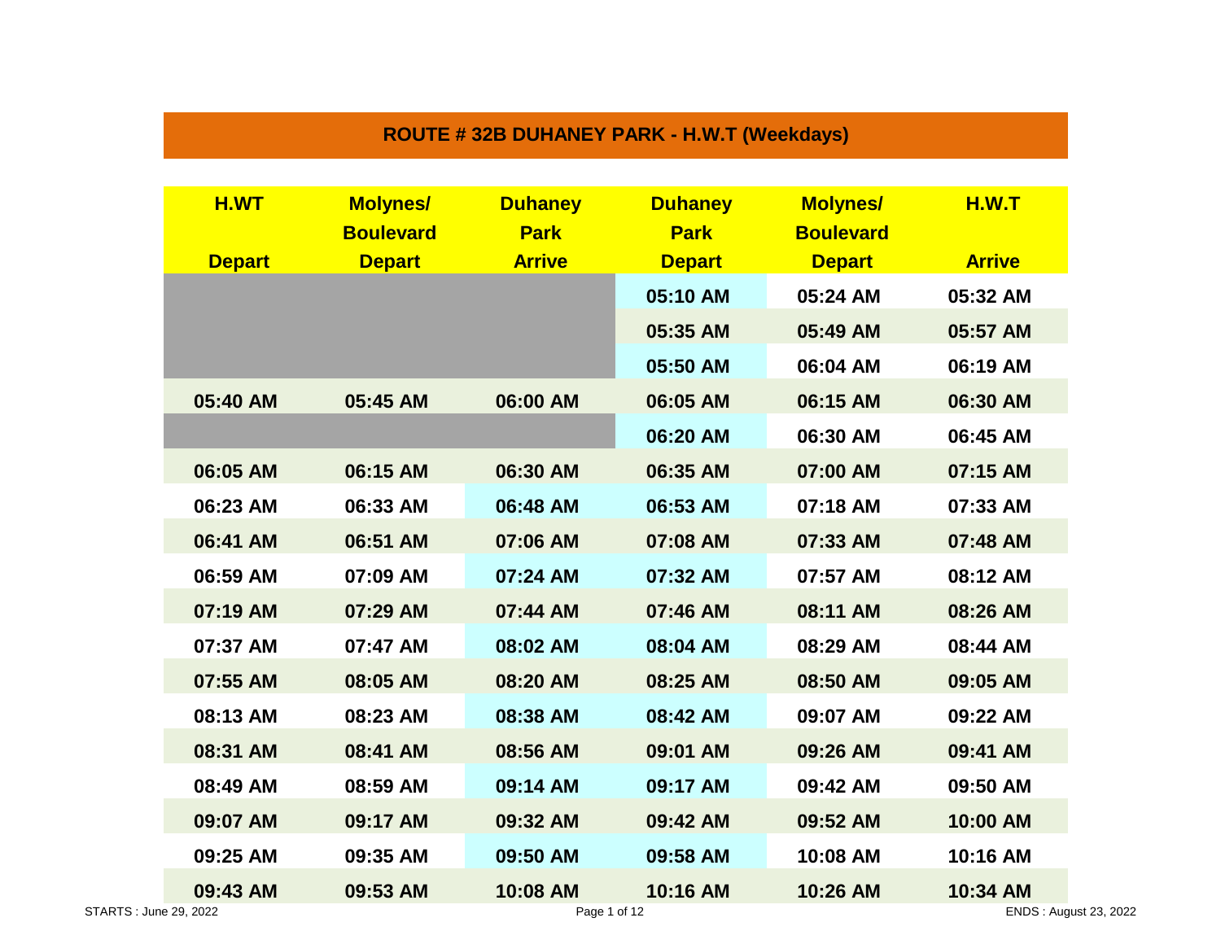## ROUTE # 32B DUHANEY PARK - H.W.T (Weekdays)

| H.WT Depart | Molynes/ Boulevard Depart | Duhaney Park Arrive | Duhaney Park Depart | Molynes/ Boulevard Depart | H.W.T Arrive |
|---|---|---|---|---|---|
| | | | 05:10 AM | 05:24 AM | 05:32 AM |
| | | | 05:35 AM | 05:49 AM | 05:57 AM |
| | | | 05:50 AM | 06:04 AM | 06:19 AM |
| 05:40 AM | 05:45 AM | 06:00 AM | 06:05 AM | 06:15 AM | 06:30 AM |
| | | | 06:20 AM | 06:30 AM | 06:45 AM |
| 06:05 AM | 06:15 AM | 06:30 AM | 06:35 AM | 07:00 AM | 07:15 AM |
| 06:23 AM | 06:33 AM | 06:48 AM | 06:53 AM | 07:18 AM | 07:33 AM |
| 06:41 AM | 06:51 AM | 07:06 AM | 07:08 AM | 07:33 AM | 07:48 AM |
| 06:59 AM | 07:09 AM | 07:24 AM | 07:32 AM | 07:57 AM | 08:12 AM |
| 07:19 AM | 07:29 AM | 07:44 AM | 07:46 AM | 08:11 AM | 08:26 AM |
| 07:37 AM | 07:47 AM | 08:02 AM | 08:04 AM | 08:29 AM | 08:44 AM |
| 07:55 AM | 08:05 AM | 08:20 AM | 08:25 AM | 08:50 AM | 09:05 AM |
| 08:13 AM | 08:23 AM | 08:38 AM | 08:42 AM | 09:07 AM | 09:22 AM |
| 08:31 AM | 08:41 AM | 08:56 AM | 09:01 AM | 09:26 AM | 09:41 AM |
| 08:49 AM | 08:59 AM | 09:14 AM | 09:17 AM | 09:42 AM | 09:50 AM |
| 09:07 AM | 09:17 AM | 09:32 AM | 09:42 AM | 09:52 AM | 10:00 AM |
| 09:25 AM | 09:35 AM | 09:50 AM | 09:58 AM | 10:08 AM | 10:16 AM |
| 09:43 AM | 09:53 AM | 10:08 AM | 10:16 AM | 10:26 AM | 10:34 AM |

STARTS : June 29, 2022

ENDS : August 23, 2022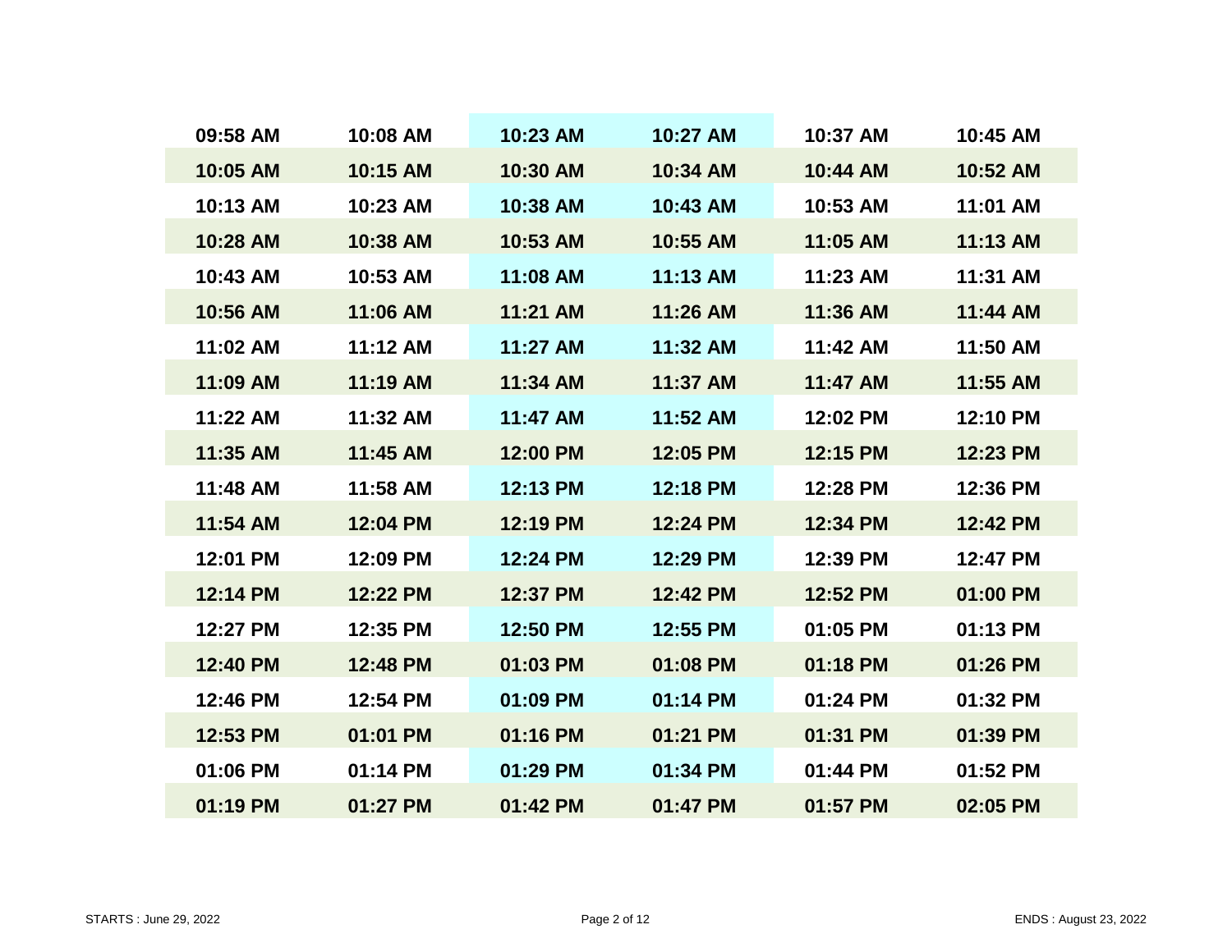| | | | | | |
|---|---|---|---|---|---|
| 09:58 AM | 10:08 AM | 10:23 AM | 10:27 AM | 10:37 AM | 10:45 AM |
| 10:05 AM | 10:15 AM | 10:30 AM | 10:34 AM | 10:44 AM | 10:52 AM |
| 10:13 AM | 10:23 AM | 10:38 AM | 10:43 AM | 10:53 AM | 11:01 AM |
| 10:28 AM | 10:38 AM | 10:53 AM | 10:55 AM | 11:05 AM | 11:13 AM |
| 10:43 AM | 10:53 AM | 11:08 AM | 11:13 AM | 11:23 AM | 11:31 AM |
| 10:56 AM | 11:06 AM | 11:21 AM | 11:26 AM | 11:36 AM | 11:44 AM |
| 11:02 AM | 11:12 AM | 11:27 AM | 11:32 AM | 11:42 AM | 11:50 AM |
| 11:09 AM | 11:19 AM | 11:34 AM | 11:37 AM | 11:47 AM | 11:55 AM |
| 11:22 AM | 11:32 AM | 11:47 AM | 11:52 AM | 12:02 PM | 12:10 PM |
| 11:35 AM | 11:45 AM | 12:00 PM | 12:05 PM | 12:15 PM | 12:23 PM |
| 11:48 AM | 11:58 AM | 12:13 PM | 12:18 PM | 12:28 PM | 12:36 PM |
| 11:54 AM | 12:04 PM | 12:19 PM | 12:24 PM | 12:34 PM | 12:42 PM |
| 12:01 PM | 12:09 PM | 12:24 PM | 12:29 PM | 12:39 PM | 12:47 PM |
| 12:14 PM | 12:22 PM | 12:37 PM | 12:42 PM | 12:52 PM | 01:00 PM |
| 12:27 PM | 12:35 PM | 12:50 PM | 12:55 PM | 01:05 PM | 01:13 PM |
| 12:40 PM | 12:48 PM | 01:03 PM | 01:08 PM | 01:18 PM | 01:26 PM |
| 12:46 PM | 12:54 PM | 01:09 PM | 01:14 PM | 01:24 PM | 01:32 PM |
| 12:53 PM | 01:01 PM | 01:16 PM | 01:21 PM | 01:31 PM | 01:39 PM |
| 01:06 PM | 01:14 PM | 01:29 PM | 01:34 PM | 01:44 PM | 01:52 PM |
| 01:19 PM | 01:27 PM | 01:42 PM | 01:47 PM | 01:57 PM | 02:05 PM |

STARTS : June 29, 2022

ENDS : August 23, 2022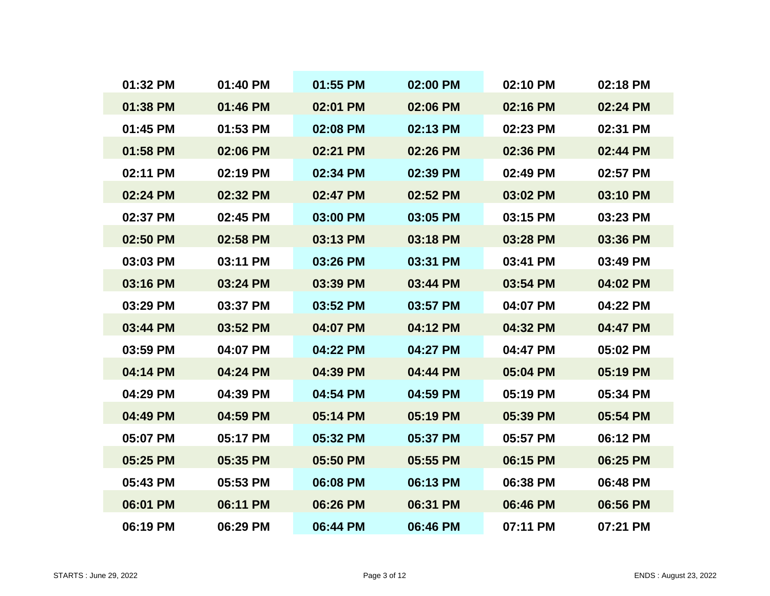| | | | | | |
|---|---|---|---|---|---|
| 01:32 PM | 01:40 PM | 01:55 PM | 02:00 PM | 02:10 PM | 02:18 PM |
| 01:38 PM | 01:46 PM | 02:01 PM | 02:06 PM | 02:16 PM | 02:24 PM |
| 01:45 PM | 01:53 PM | 02:08 PM | 02:13 PM | 02:23 PM | 02:31 PM |
| 01:58 PM | 02:06 PM | 02:21 PM | 02:26 PM | 02:36 PM | 02:44 PM |
| 02:11 PM | 02:19 PM | 02:34 PM | 02:39 PM | 02:49 PM | 02:57 PM |
| 02:24 PM | 02:32 PM | 02:47 PM | 02:52 PM | 03:02 PM | 03:10 PM |
| 02:37 PM | 02:45 PM | 03:00 PM | 03:05 PM | 03:15 PM | 03:23 PM |
| 02:50 PM | 02:58 PM | 03:13 PM | 03:18 PM | 03:28 PM | 03:36 PM |
| 03:03 PM | 03:11 PM | 03:26 PM | 03:31 PM | 03:41 PM | 03:49 PM |
| 03:16 PM | 03:24 PM | 03:39 PM | 03:44 PM | 03:54 PM | 04:02 PM |
| 03:29 PM | 03:37 PM | 03:52 PM | 03:57 PM | 04:07 PM | 04:22 PM |
| 03:44 PM | 03:52 PM | 04:07 PM | 04:12 PM | 04:32 PM | 04:47 PM |
| 03:59 PM | 04:07 PM | 04:22 PM | 04:27 PM | 04:47 PM | 05:02 PM |
| 04:14 PM | 04:24 PM | 04:39 PM | 04:44 PM | 05:04 PM | 05:19 PM |
| 04:29 PM | 04:39 PM | 04:54 PM | 04:59 PM | 05:19 PM | 05:34 PM |
| 04:49 PM | 04:59 PM | 05:14 PM | 05:19 PM | 05:39 PM | 05:54 PM |
| 05:07 PM | 05:17 PM | 05:32 PM | 05:37 PM | 05:57 PM | 06:12 PM |
| 05:25 PM | 05:35 PM | 05:50 PM | 05:55 PM | 06:15 PM | 06:25 PM |
| 05:43 PM | 05:53 PM | 06:08 PM | 06:13 PM | 06:38 PM | 06:48 PM |
| 06:01 PM | 06:11 PM | 06:26 PM | 06:31 PM | 06:46 PM | 06:56 PM |
| 06:19 PM | 06:29 PM | 06:44 PM | 06:46 PM | 07:11 PM | 07:21 PM |

STARTS : June 29, 2022

ENDS : August 23, 2022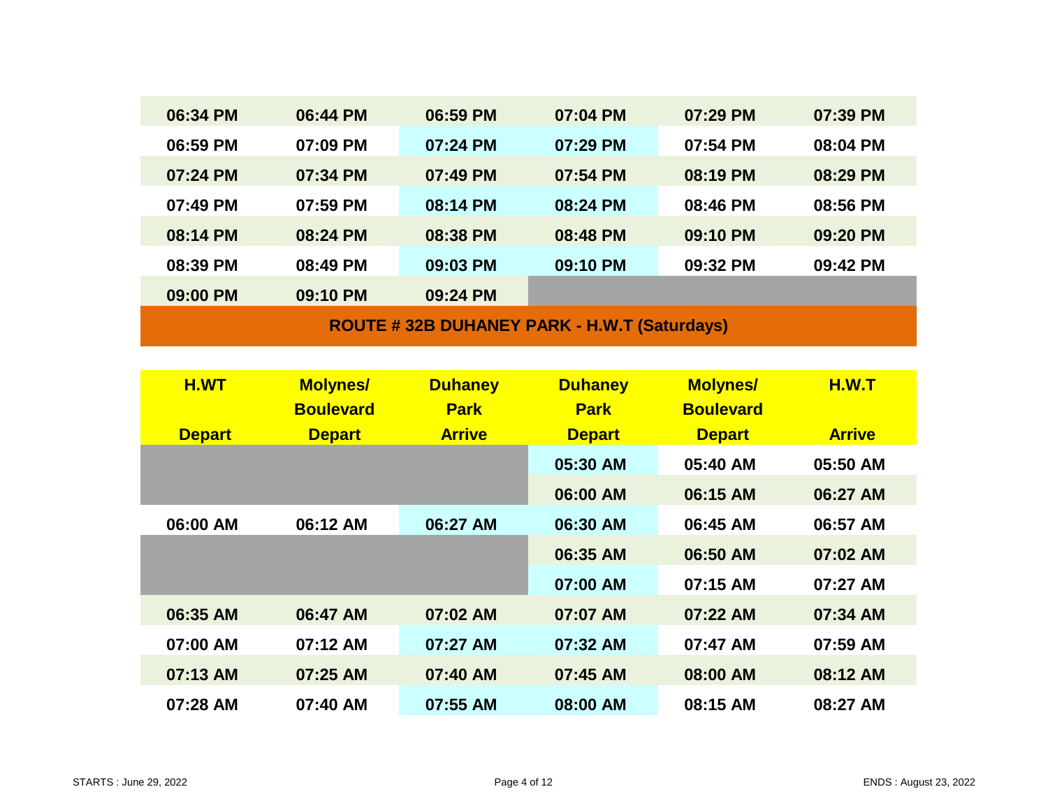| | | | | | |
|---|---|---|---|---|---|
| 06:34 PM | 06:44 PM | 06:59 PM | 07:04 PM | 07:29 PM | 07:39 PM |
| 06:59 PM | 07:09 PM | 07:24 PM | 07:29 PM | 07:54 PM | 08:04 PM |
| 07:24 PM | 07:34 PM | 07:49 PM | 07:54 PM | 08:19 PM | 08:29 PM |
| 07:49 PM | 07:59 PM | 08:14 PM | 08:24 PM | 08:46 PM | 08:56 PM |
| 08:14 PM | 08:24 PM | 08:38 PM | 08:48 PM | 09:10 PM | 09:20 PM |
| 08:39 PM | 08:49 PM | 09:03 PM | 09:10 PM | 09:32 PM | 09:42 PM |
| 09:00 PM | 09:10 PM | 09:24 PM | | | |

## ROUTE # 32B DUHANEY PARK - H.W.T (Saturdays)

| H.WT Depart | Molynes/ Boulevard Depart | Duhaney Park Arrive | Duhaney Park Depart | Molynes/ Boulevard Depart | H.W.T Arrive |
|---|---|---|---|---|---|
| | | | 05:30 AM | 05:40 AM | 05:50 AM |
| | | | 06:00 AM | 06:15 AM | 06:27 AM |
| 06:00 AM | 06:12 AM | 06:27 AM | 06:30 AM | 06:45 AM | 06:57 AM |
| | | | 06:35 AM | 06:50 AM | 07:02 AM |
| | | | 07:00 AM | 07:15 AM | 07:27 AM |
| 06:35 AM | 06:47 AM | 07:02 AM | 07:07 AM | 07:22 AM | 07:34 AM |
| 07:00 AM | 07:12 AM | 07:27 AM | 07:32 AM | 07:47 AM | 07:59 AM |
| 07:13 AM | 07:25 AM | 07:40 AM | 07:45 AM | 08:00 AM | 08:12 AM |
| 07:28 AM | 07:40 AM | 07:55 AM | 08:00 AM | 08:15 AM | 08:27 AM |

STARTS : June 29, 2022

ENDS : August 23, 2022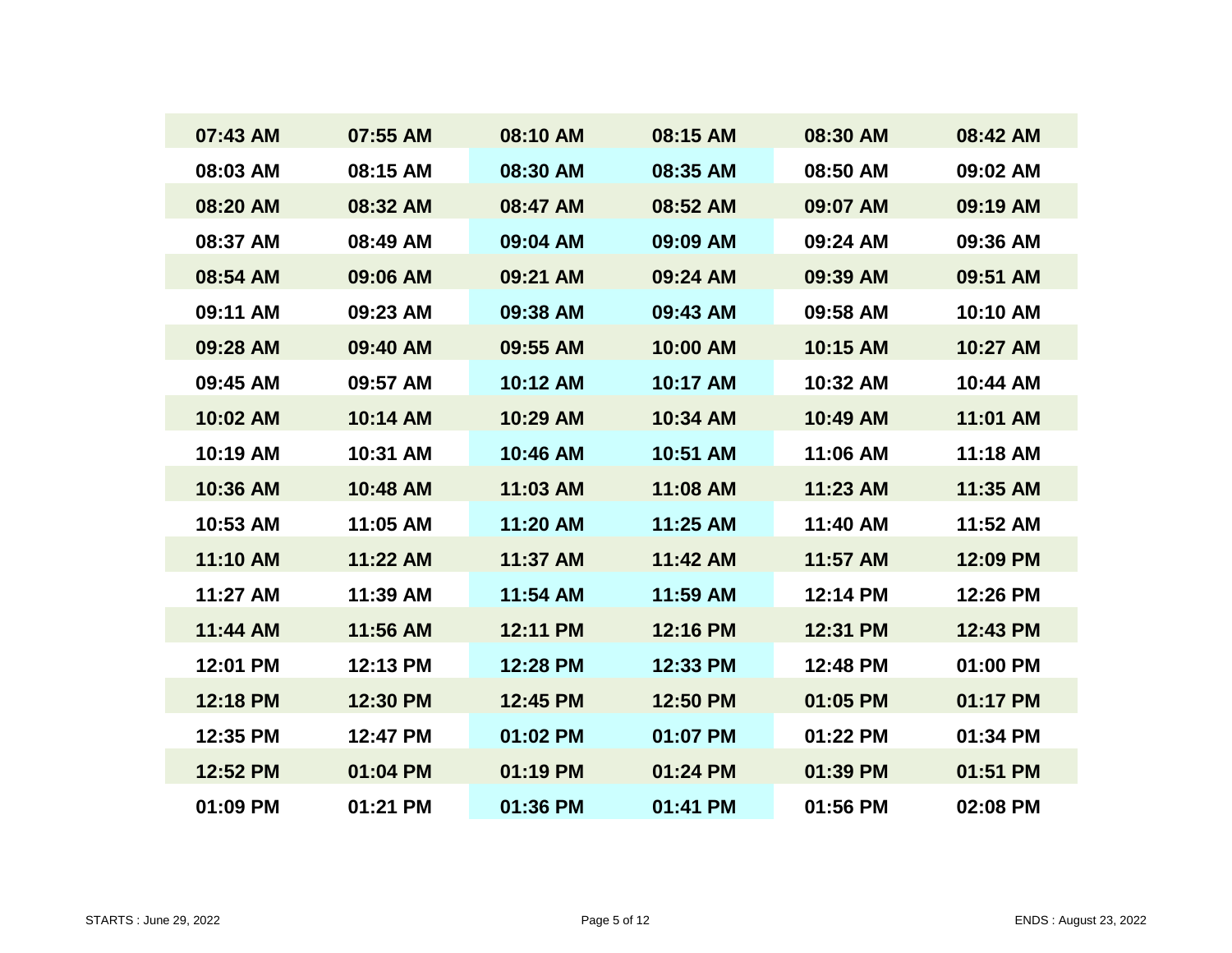| | | | | | |
|---|---|---|---|---|---|
| 07:43 AM | 07:55 AM | 08:10 AM | 08:15 AM | 08:30 AM | 08:42 AM |
| 08:03 AM | 08:15 AM | 08:30 AM | 08:35 AM | 08:50 AM | 09:02 AM |
| 08:20 AM | 08:32 AM | 08:47 AM | 08:52 AM | 09:07 AM | 09:19 AM |
| 08:37 AM | 08:49 AM | 09:04 AM | 09:09 AM | 09:24 AM | 09:36 AM |
| 08:54 AM | 09:06 AM | 09:21 AM | 09:24 AM | 09:39 AM | 09:51 AM |
| 09:11 AM | 09:23 AM | 09:38 AM | 09:43 AM | 09:58 AM | 10:10 AM |
| 09:28 AM | 09:40 AM | 09:55 AM | 10:00 AM | 10:15 AM | 10:27 AM |
| 09:45 AM | 09:57 AM | 10:12 AM | 10:17 AM | 10:32 AM | 10:44 AM |
| 10:02 AM | 10:14 AM | 10:29 AM | 10:34 AM | 10:49 AM | 11:01 AM |
| 10:19 AM | 10:31 AM | 10:46 AM | 10:51 AM | 11:06 AM | 11:18 AM |
| 10:36 AM | 10:48 AM | 11:03 AM | 11:08 AM | 11:23 AM | 11:35 AM |
| 10:53 AM | 11:05 AM | 11:20 AM | 11:25 AM | 11:40 AM | 11:52 AM |
| 11:10 AM | 11:22 AM | 11:37 AM | 11:42 AM | 11:57 AM | 12:09 PM |
| 11:27 AM | 11:39 AM | 11:54 AM | 11:59 AM | 12:14 PM | 12:26 PM |
| 11:44 AM | 11:56 AM | 12:11 PM | 12:16 PM | 12:31 PM | 12:43 PM |
| 12:01 PM | 12:13 PM | 12:28 PM | 12:33 PM | 12:48 PM | 01:00 PM |
| 12:18 PM | 12:30 PM | 12:45 PM | 12:50 PM | 01:05 PM | 01:17 PM |
| 12:35 PM | 12:47 PM | 01:02 PM | 01:07 PM | 01:22 PM | 01:34 PM |
| 12:52 PM | 01:04 PM | 01:19 PM | 01:24 PM | 01:39 PM | 01:51 PM |
| 01:09 PM | 01:21 PM | 01:36 PM | 01:41 PM | 01:56 PM | 02:08 PM |

STARTS : June 29, 2022

ENDS : August 23, 2022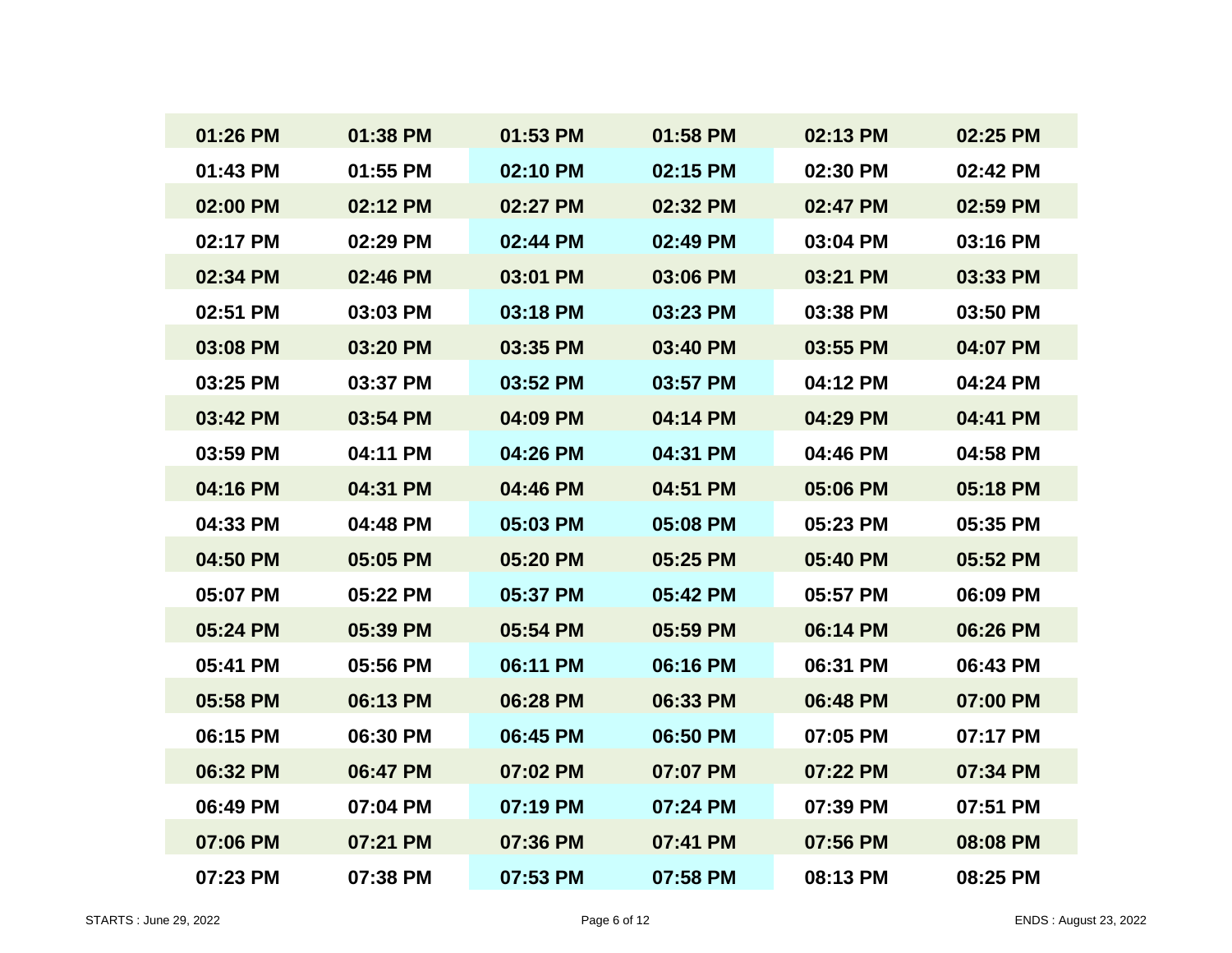| 01:26 PM | 01:38 PM | 01:53 PM | 01:58 PM | 02:13 PM | 02:25 PM |
| --- | --- | --- | --- | --- | --- |
| 01:43 PM | 01:55 PM | 02:10 PM | 02:15 PM | 02:30 PM | 02:42 PM |
| 02:00 PM | 02:12 PM | 02:27 PM | 02:32 PM | 02:47 PM | 02:59 PM |
| 02:17 PM | 02:29 PM | 02:44 PM | 02:49 PM | 03:04 PM | 03:16 PM |
| 02:34 PM | 02:46 PM | 03:01 PM | 03:06 PM | 03:21 PM | 03:33 PM |
| 02:51 PM | 03:03 PM | 03:18 PM | 03:23 PM | 03:38 PM | 03:50 PM |
| 03:08 PM | 03:20 PM | 03:35 PM | 03:40 PM | 03:55 PM | 04:07 PM |
| 03:25 PM | 03:37 PM | 03:52 PM | 03:57 PM | 04:12 PM | 04:24 PM |
| 03:42 PM | 03:54 PM | 04:09 PM | 04:14 PM | 04:29 PM | 04:41 PM |
| 03:59 PM | 04:11 PM | 04:26 PM | 04:31 PM | 04:46 PM | 04:58 PM |
| 04:16 PM | 04:31 PM | 04:46 PM | 04:51 PM | 05:06 PM | 05:18 PM |
| 04:33 PM | 04:48 PM | 05:03 PM | 05:08 PM | 05:23 PM | 05:35 PM |
| 04:50 PM | 05:05 PM | 05:20 PM | 05:25 PM | 05:40 PM | 05:52 PM |
| 05:07 PM | 05:22 PM | 05:37 PM | 05:42 PM | 05:57 PM | 06:09 PM |
| 05:24 PM | 05:39 PM | 05:54 PM | 05:59 PM | 06:14 PM | 06:26 PM |
| 05:41 PM | 05:56 PM | 06:11 PM | 06:16 PM | 06:31 PM | 06:43 PM |
| 05:58 PM | 06:13 PM | 06:28 PM | 06:33 PM | 06:48 PM | 07:00 PM |
| 06:15 PM | 06:30 PM | 06:45 PM | 06:50 PM | 07:05 PM | 07:17 PM |
| 06:32 PM | 06:47 PM | 07:02 PM | 07:07 PM | 07:22 PM | 07:34 PM |
| 06:49 PM | 07:04 PM | 07:19 PM | 07:24 PM | 07:39 PM | 07:51 PM |
| 07:06 PM | 07:21 PM | 07:36 PM | 07:41 PM | 07:56 PM | 08:08 PM |
| 07:23 PM | 07:38 PM | 07:53 PM | 07:58 PM | 08:13 PM | 08:25 PM |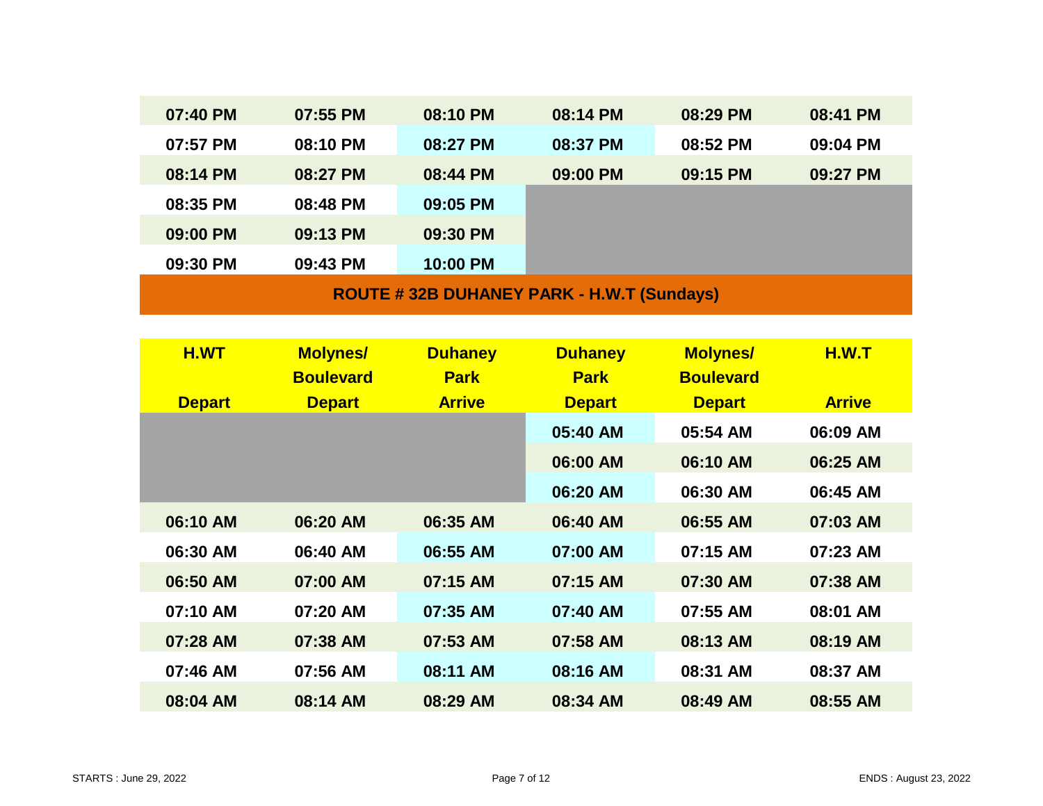| | | | | | |
|---|---|---|---|---|---|
| 07:40 PM | 07:55 PM | 08:10 PM | 08:14 PM | 08:29 PM | 08:41 PM |
| 07:57 PM | 08:10 PM | 08:27 PM | 08:37 PM | 08:52 PM | 09:04 PM |
| 08:14 PM | 08:27 PM | 08:44 PM | 09:00 PM | 09:15 PM | 09:27 PM |
| 08:35 PM | 08:48 PM | 09:05 PM | | | |
| 09:00 PM | 09:13 PM | 09:30 PM | | | |
| 09:30 PM | 09:43 PM | 10:00 PM | | | |

## ROUTE # 32B DUHANEY PARK - H.W.T (Sundays)

| H.WT Depart | Molynes/ Boulevard Depart | Duhaney Park Arrive | Duhaney Park Depart | Molynes/ Boulevard Depart | H.W.T Arrive |
|---|---|---|---|---|---|
| | | | 05:40 AM | 05:54 AM | 06:09 AM |
| | | | 06:00 AM | 06:10 AM | 06:25 AM |
| | | | 06:20 AM | 06:30 AM | 06:45 AM |
| 06:10 AM | 06:20 AM | 06:35 AM | 06:40 AM | 06:55 AM | 07:03 AM |
| 06:30 AM | 06:40 AM | 06:55 AM | 07:00 AM | 07:15 AM | 07:23 AM |
| 06:50 AM | 07:00 AM | 07:15 AM | 07:15 AM | 07:30 AM | 07:38 AM |
| 07:10 AM | 07:20 AM | 07:35 AM | 07:40 AM | 07:55 AM | 08:01 AM |
| 07:28 AM | 07:38 AM | 07:53 AM | 07:58 AM | 08:13 AM | 08:19 AM |
| 07:46 AM | 07:56 AM | 08:11 AM | 08:16 AM | 08:31 AM | 08:37 AM |
| 08:04 AM | 08:14 AM | 08:29 AM | 08:34 AM | 08:49 AM | 08:55 AM |

STARTS : June 29, 2022 — ENDS : August 23, 2022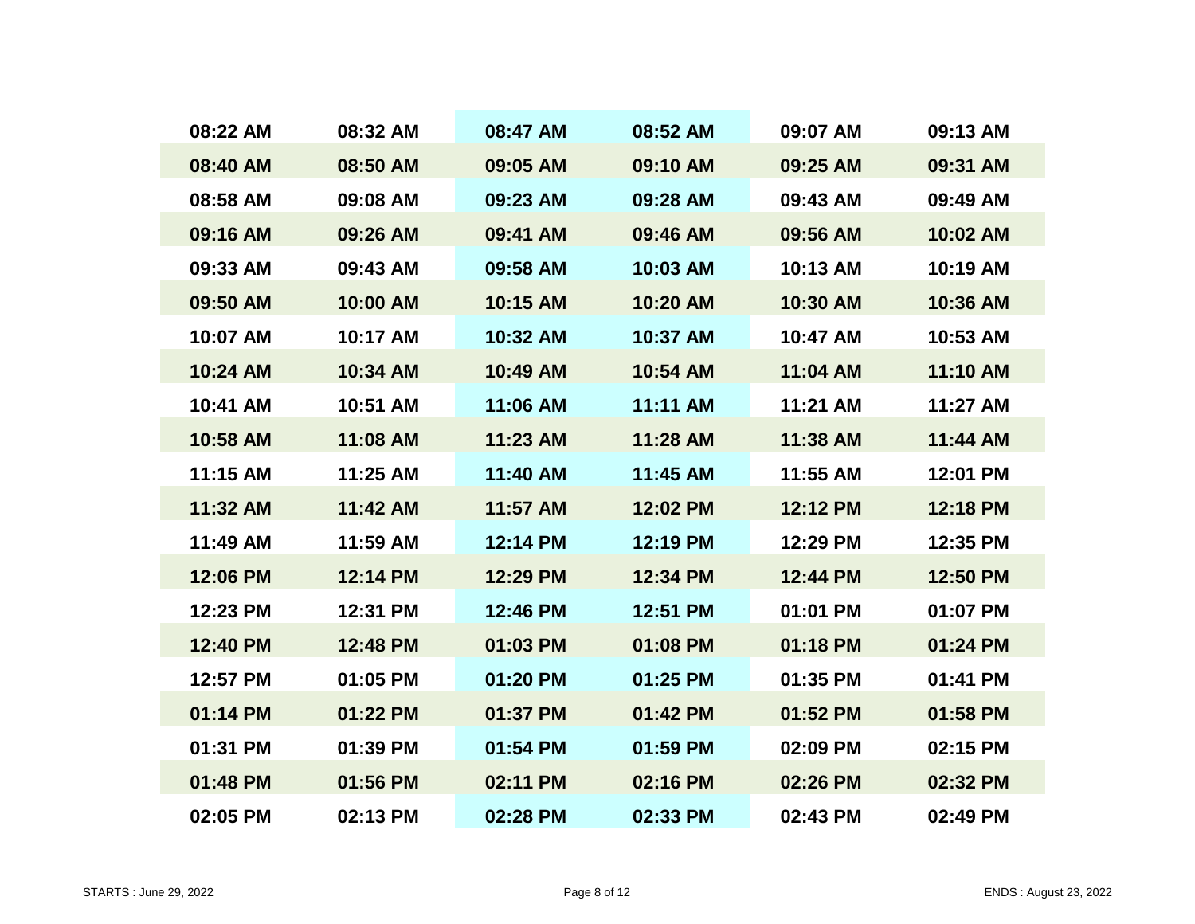| | | | | | |
|---|---|---|---|---|---|
| 08:22 AM | 08:32 AM | 08:47 AM | 08:52 AM | 09:07 AM | 09:13 AM |
| 08:40 AM | 08:50 AM | 09:05 AM | 09:10 AM | 09:25 AM | 09:31 AM |
| 08:58 AM | 09:08 AM | 09:23 AM | 09:28 AM | 09:43 AM | 09:49 AM |
| 09:16 AM | 09:26 AM | 09:41 AM | 09:46 AM | 09:56 AM | 10:02 AM |
| 09:33 AM | 09:43 AM | 09:58 AM | 10:03 AM | 10:13 AM | 10:19 AM |
| 09:50 AM | 10:00 AM | 10:15 AM | 10:20 AM | 10:30 AM | 10:36 AM |
| 10:07 AM | 10:17 AM | 10:32 AM | 10:37 AM | 10:47 AM | 10:53 AM |
| 10:24 AM | 10:34 AM | 10:49 AM | 10:54 AM | 11:04 AM | 11:10 AM |
| 10:41 AM | 10:51 AM | 11:06 AM | 11:11 AM | 11:21 AM | 11:27 AM |
| 10:58 AM | 11:08 AM | 11:23 AM | 11:28 AM | 11:38 AM | 11:44 AM |
| 11:15 AM | 11:25 AM | 11:40 AM | 11:45 AM | 11:55 AM | 12:01 PM |
| 11:32 AM | 11:42 AM | 11:57 AM | 12:02 PM | 12:12 PM | 12:18 PM |
| 11:49 AM | 11:59 AM | 12:14 PM | 12:19 PM | 12:29 PM | 12:35 PM |
| 12:06 PM | 12:14 PM | 12:29 PM | 12:34 PM | 12:44 PM | 12:50 PM |
| 12:23 PM | 12:31 PM | 12:46 PM | 12:51 PM | 01:01 PM | 01:07 PM |
| 12:40 PM | 12:48 PM | 01:03 PM | 01:08 PM | 01:18 PM | 01:24 PM |
| 12:57 PM | 01:05 PM | 01:20 PM | 01:25 PM | 01:35 PM | 01:41 PM |
| 01:14 PM | 01:22 PM | 01:37 PM | 01:42 PM | 01:52 PM | 01:58 PM |
| 01:31 PM | 01:39 PM | 01:54 PM | 01:59 PM | 02:09 PM | 02:15 PM |
| 01:48 PM | 01:56 PM | 02:11 PM | 02:16 PM | 02:26 PM | 02:32 PM |
| 02:05 PM | 02:13 PM | 02:28 PM | 02:33 PM | 02:43 PM | 02:49 PM |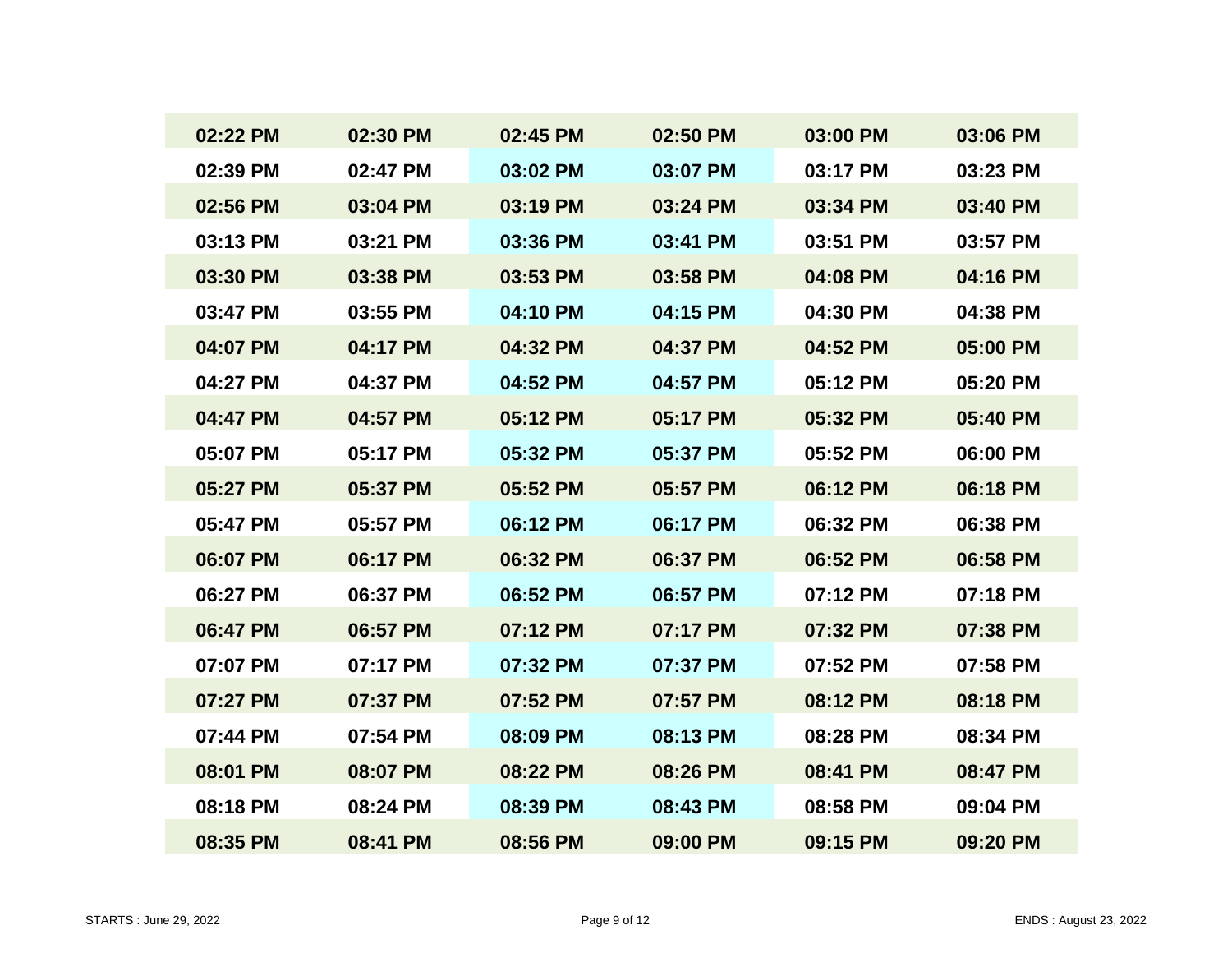| | | | | | |
|---|---|---|---|---|---|
| 02:22 PM | 02:30 PM | 02:45 PM | 02:50 PM | 03:00 PM | 03:06 PM |
| 02:39 PM | 02:47 PM | 03:02 PM | 03:07 PM | 03:17 PM | 03:23 PM |
| 02:56 PM | 03:04 PM | 03:19 PM | 03:24 PM | 03:34 PM | 03:40 PM |
| 03:13 PM | 03:21 PM | 03:36 PM | 03:41 PM | 03:51 PM | 03:57 PM |
| 03:30 PM | 03:38 PM | 03:53 PM | 03:58 PM | 04:08 PM | 04:16 PM |
| 03:47 PM | 03:55 PM | 04:10 PM | 04:15 PM | 04:30 PM | 04:38 PM |
| 04:07 PM | 04:17 PM | 04:32 PM | 04:37 PM | 04:52 PM | 05:00 PM |
| 04:27 PM | 04:37 PM | 04:52 PM | 04:57 PM | 05:12 PM | 05:20 PM |
| 04:47 PM | 04:57 PM | 05:12 PM | 05:17 PM | 05:32 PM | 05:40 PM |
| 05:07 PM | 05:17 PM | 05:32 PM | 05:37 PM | 05:52 PM | 06:00 PM |
| 05:27 PM | 05:37 PM | 05:52 PM | 05:57 PM | 06:12 PM | 06:18 PM |
| 05:47 PM | 05:57 PM | 06:12 PM | 06:17 PM | 06:32 PM | 06:38 PM |
| 06:07 PM | 06:17 PM | 06:32 PM | 06:37 PM | 06:52 PM | 06:58 PM |
| 06:27 PM | 06:37 PM | 06:52 PM | 06:57 PM | 07:12 PM | 07:18 PM |
| 06:47 PM | 06:57 PM | 07:12 PM | 07:17 PM | 07:32 PM | 07:38 PM |
| 07:07 PM | 07:17 PM | 07:32 PM | 07:37 PM | 07:52 PM | 07:58 PM |
| 07:27 PM | 07:37 PM | 07:52 PM | 07:57 PM | 08:12 PM | 08:18 PM |
| 07:44 PM | 07:54 PM | 08:09 PM | 08:13 PM | 08:28 PM | 08:34 PM |
| 08:01 PM | 08:07 PM | 08:22 PM | 08:26 PM | 08:41 PM | 08:47 PM |
| 08:18 PM | 08:24 PM | 08:39 PM | 08:43 PM | 08:58 PM | 09:04 PM |
| 08:35 PM | 08:41 PM | 08:56 PM | 09:00 PM | 09:15 PM | 09:20 PM |

STARTS : June 29, 2022

ENDS : August 23, 2022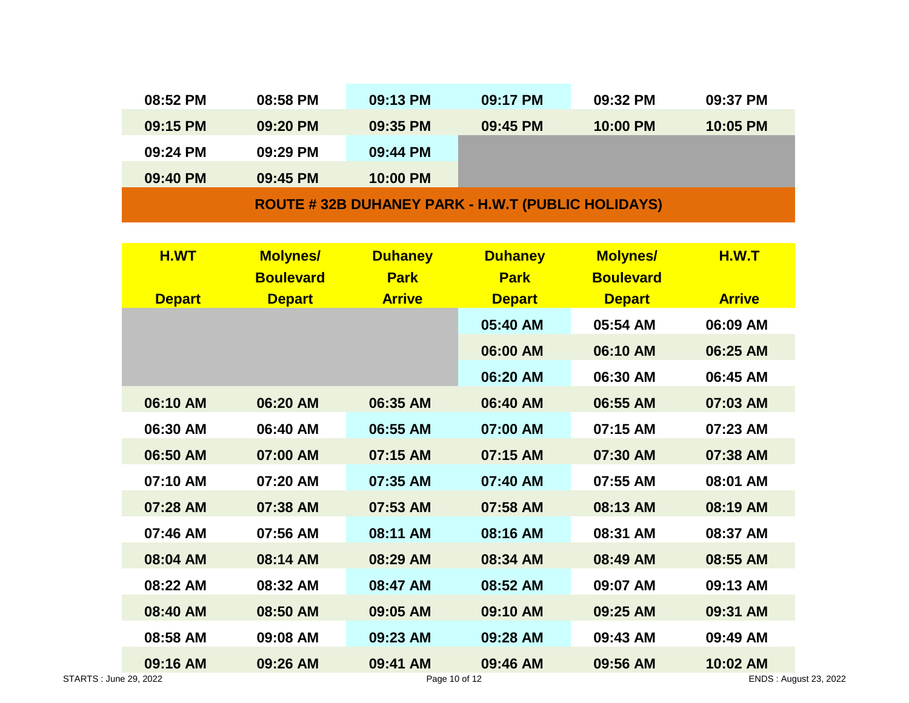| | | | | | |
|---|---|---|---|---|---|
| 08:52 PM | 08:58 PM | 09:13 PM | 09:17 PM | 09:32 PM | 09:37 PM |
| 09:15 PM | 09:20 PM | 09:35 PM | 09:45 PM | 10:00 PM | 10:05 PM |
| 09:24 PM | 09:29 PM | 09:44 PM | | | |
| 09:40 PM | 09:45 PM | 10:00 PM | | | |

## ROUTE # 32B DUHANEY PARK - H.W.T (PUBLIC HOLIDAYS)

| H.WT Depart | Molynes/ Boulevard Depart | Duhaney Park Arrive | Duhaney Park Depart | Molynes/ Boulevard Depart | H.W.T Arrive |
|---|---|---|---|---|---|
| | | | 05:40 AM | 05:54 AM | 06:09 AM |
| | | | 06:00 AM | 06:10 AM | 06:25 AM |
| | | | 06:20 AM | 06:30 AM | 06:45 AM |
| 06:10 AM | 06:20 AM | 06:35 AM | 06:40 AM | 06:55 AM | 07:03 AM |
| 06:30 AM | 06:40 AM | 06:55 AM | 07:00 AM | 07:15 AM | 07:23 AM |
| 06:50 AM | 07:00 AM | 07:15 AM | 07:15 AM | 07:30 AM | 07:38 AM |
| 07:10 AM | 07:20 AM | 07:35 AM | 07:40 AM | 07:55 AM | 08:01 AM |
| 07:28 AM | 07:38 AM | 07:53 AM | 07:58 AM | 08:13 AM | 08:19 AM |
| 07:46 AM | 07:56 AM | 08:11 AM | 08:16 AM | 08:31 AM | 08:37 AM |
| 08:04 AM | 08:14 AM | 08:29 AM | 08:34 AM | 08:49 AM | 08:55 AM |
| 08:22 AM | 08:32 AM | 08:47 AM | 08:52 AM | 09:07 AM | 09:13 AM |
| 08:40 AM | 08:50 AM | 09:05 AM | 09:10 AM | 09:25 AM | 09:31 AM |
| 08:58 AM | 09:08 AM | 09:23 AM | 09:28 AM | 09:43 AM | 09:49 AM |
| 09:16 AM | 09:26 AM | 09:41 AM | 09:46 AM | 09:56 AM | 10:02 AM |

STARTS : June 29, 2022

ENDS : August 23, 2022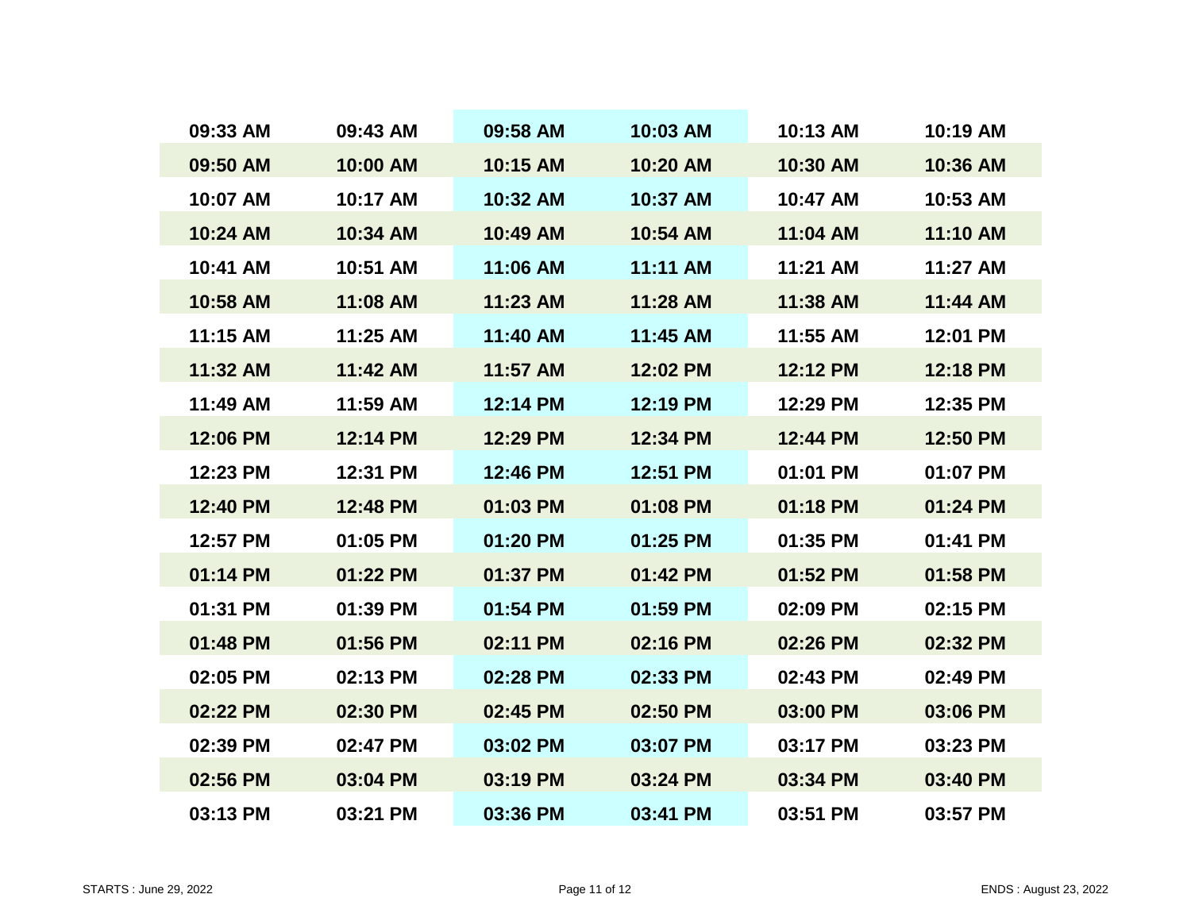| 09:33 AM | 09:43 AM | 09:58 AM | 10:03 AM | 10:13 AM | 10:19 AM |
|---|---|---|---|---|---|
| 09:50 AM | 10:00 AM | 10:15 AM | 10:20 AM | 10:30 AM | 10:36 AM |
| 10:07 AM | 10:17 AM | 10:32 AM | 10:37 AM | 10:47 AM | 10:53 AM |
| 10:24 AM | 10:34 AM | 10:49 AM | 10:54 AM | 11:04 AM | 11:10 AM |
| 10:41 AM | 10:51 AM | 11:06 AM | 11:11 AM | 11:21 AM | 11:27 AM |
| 10:58 AM | 11:08 AM | 11:23 AM | 11:28 AM | 11:38 AM | 11:44 AM |
| 11:15 AM | 11:25 AM | 11:40 AM | 11:45 AM | 11:55 AM | 12:01 PM |
| 11:32 AM | 11:42 AM | 11:57 AM | 12:02 PM | 12:12 PM | 12:18 PM |
| 11:49 AM | 11:59 AM | 12:14 PM | 12:19 PM | 12:29 PM | 12:35 PM |
| 12:06 PM | 12:14 PM | 12:29 PM | 12:34 PM | 12:44 PM | 12:50 PM |
| 12:23 PM | 12:31 PM | 12:46 PM | 12:51 PM | 01:01 PM | 01:07 PM |
| 12:40 PM | 12:48 PM | 01:03 PM | 01:08 PM | 01:18 PM | 01:24 PM |
| 12:57 PM | 01:05 PM | 01:20 PM | 01:25 PM | 01:35 PM | 01:41 PM |
| 01:14 PM | 01:22 PM | 01:37 PM | 01:42 PM | 01:52 PM | 01:58 PM |
| 01:31 PM | 01:39 PM | 01:54 PM | 01:59 PM | 02:09 PM | 02:15 PM |
| 01:48 PM | 01:56 PM | 02:11 PM | 02:16 PM | 02:26 PM | 02:32 PM |
| 02:05 PM | 02:13 PM | 02:28 PM | 02:33 PM | 02:43 PM | 02:49 PM |
| 02:22 PM | 02:30 PM | 02:45 PM | 02:50 PM | 03:00 PM | 03:06 PM |
| 02:39 PM | 02:47 PM | 03:02 PM | 03:07 PM | 03:17 PM | 03:23 PM |
| 02:56 PM | 03:04 PM | 03:19 PM | 03:24 PM | 03:34 PM | 03:40 PM |
| 03:13 PM | 03:21 PM | 03:36 PM | 03:41 PM | 03:51 PM | 03:57 PM |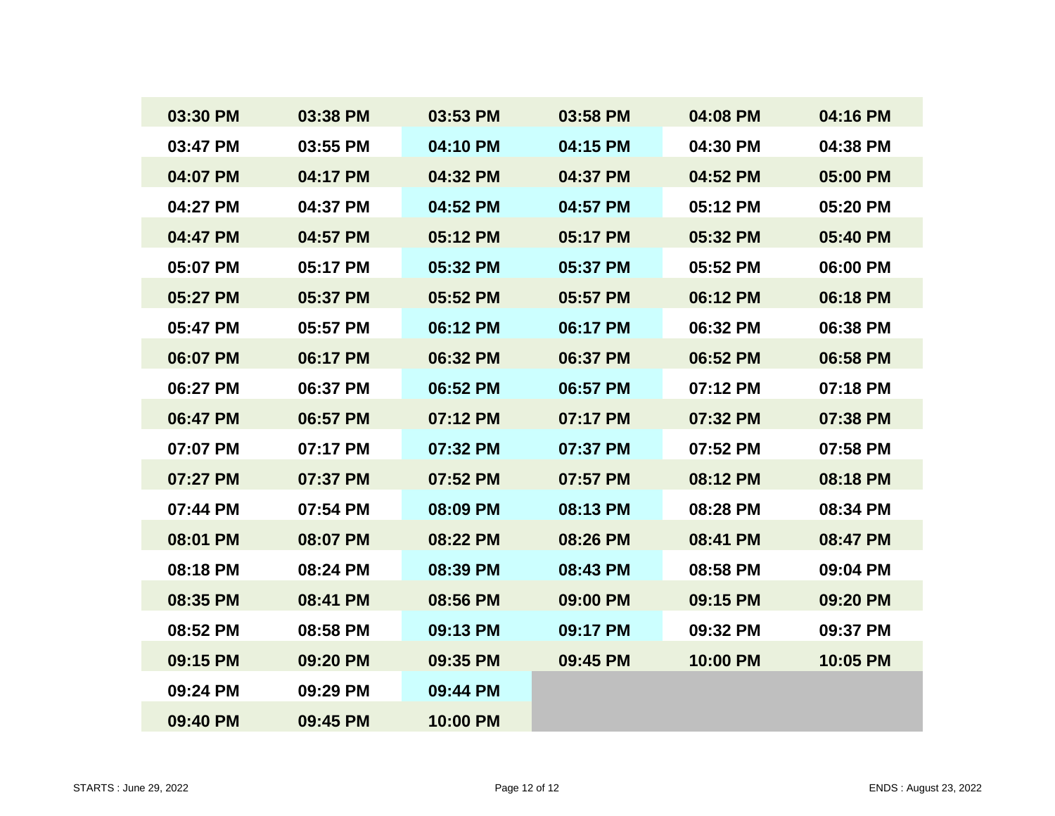| | | | | | |
|---|---|---|---|---|---|
| 03:30 PM | 03:38 PM | 03:53 PM | 03:58 PM | 04:08 PM | 04:16 PM |
| 03:47 PM | 03:55 PM | 04:10 PM | 04:15 PM | 04:30 PM | 04:38 PM |
| 04:07 PM | 04:17 PM | 04:32 PM | 04:37 PM | 04:52 PM | 05:00 PM |
| 04:27 PM | 04:37 PM | 04:52 PM | 04:57 PM | 05:12 PM | 05:20 PM |
| 04:47 PM | 04:57 PM | 05:12 PM | 05:17 PM | 05:32 PM | 05:40 PM |
| 05:07 PM | 05:17 PM | 05:32 PM | 05:37 PM | 05:52 PM | 06:00 PM |
| 05:27 PM | 05:37 PM | 05:52 PM | 05:57 PM | 06:12 PM | 06:18 PM |
| 05:47 PM | 05:57 PM | 06:12 PM | 06:17 PM | 06:32 PM | 06:38 PM |
| 06:07 PM | 06:17 PM | 06:32 PM | 06:37 PM | 06:52 PM | 06:58 PM |
| 06:27 PM | 06:37 PM | 06:52 PM | 06:57 PM | 07:12 PM | 07:18 PM |
| 06:47 PM | 06:57 PM | 07:12 PM | 07:17 PM | 07:32 PM | 07:38 PM |
| 07:07 PM | 07:17 PM | 07:32 PM | 07:37 PM | 07:52 PM | 07:58 PM |
| 07:27 PM | 07:37 PM | 07:52 PM | 07:57 PM | 08:12 PM | 08:18 PM |
| 07:44 PM | 07:54 PM | 08:09 PM | 08:13 PM | 08:28 PM | 08:34 PM |
| 08:01 PM | 08:07 PM | 08:22 PM | 08:26 PM | 08:41 PM | 08:47 PM |
| 08:18 PM | 08:24 PM | 08:39 PM | 08:43 PM | 08:58 PM | 09:04 PM |
| 08:35 PM | 08:41 PM | 08:56 PM | 09:00 PM | 09:15 PM | 09:20 PM |
| 08:52 PM | 08:58 PM | 09:13 PM | 09:17 PM | 09:32 PM | 09:37 PM |
| 09:15 PM | 09:20 PM | 09:35 PM | 09:45 PM | 10:00 PM | 10:05 PM |
| 09:24 PM | 09:29 PM | 09:44 PM | | | |
| 09:40 PM | 09:45 PM | 10:00 PM | | | |

STARTS : June 29, 2022

ENDS : August 23, 2022